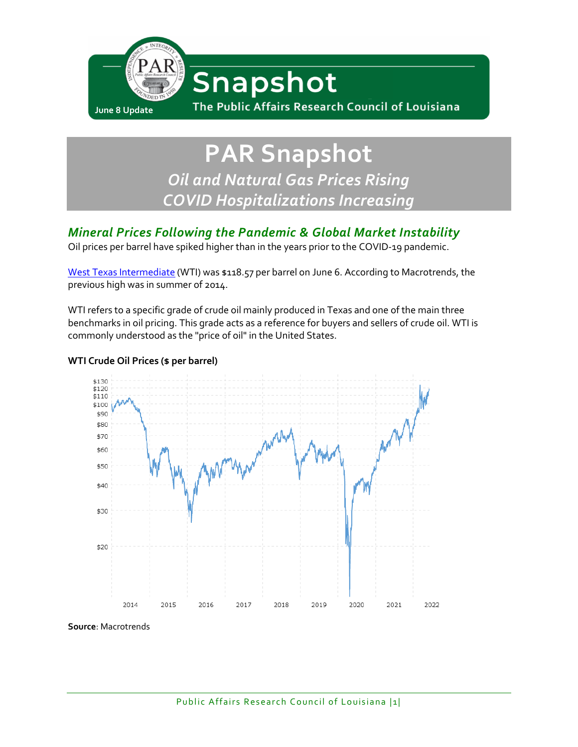# Snapshot

June 8 Update

The Public Affairs Research Council of Louisiana

# PAR Snapshot

*Oil and Natural Gas Prices Rising*
*COVID Hospitalizations Increasing*

## *Mineral Prices Following the Pandemic & Global Market Instability*

Oil prices per barrel have spiked higher than in the years prior to the COVID-19 pandemic.

West Texas Intermediate (WTI) was $118.57 per barrel on June 6. According to Macrotrends, the previous high was in summer of 2014.

WTI refers to a specific grade of crude oil mainly produced in Texas and one of the main three benchmarks in oil pricing. This grade acts as a reference for buyers and sellers of crude oil. WTI is commonly understood as the "price of oil" in the United States.

**WTI Crude Oil Prices ($ per barrel)**

**Source**: Macrotrends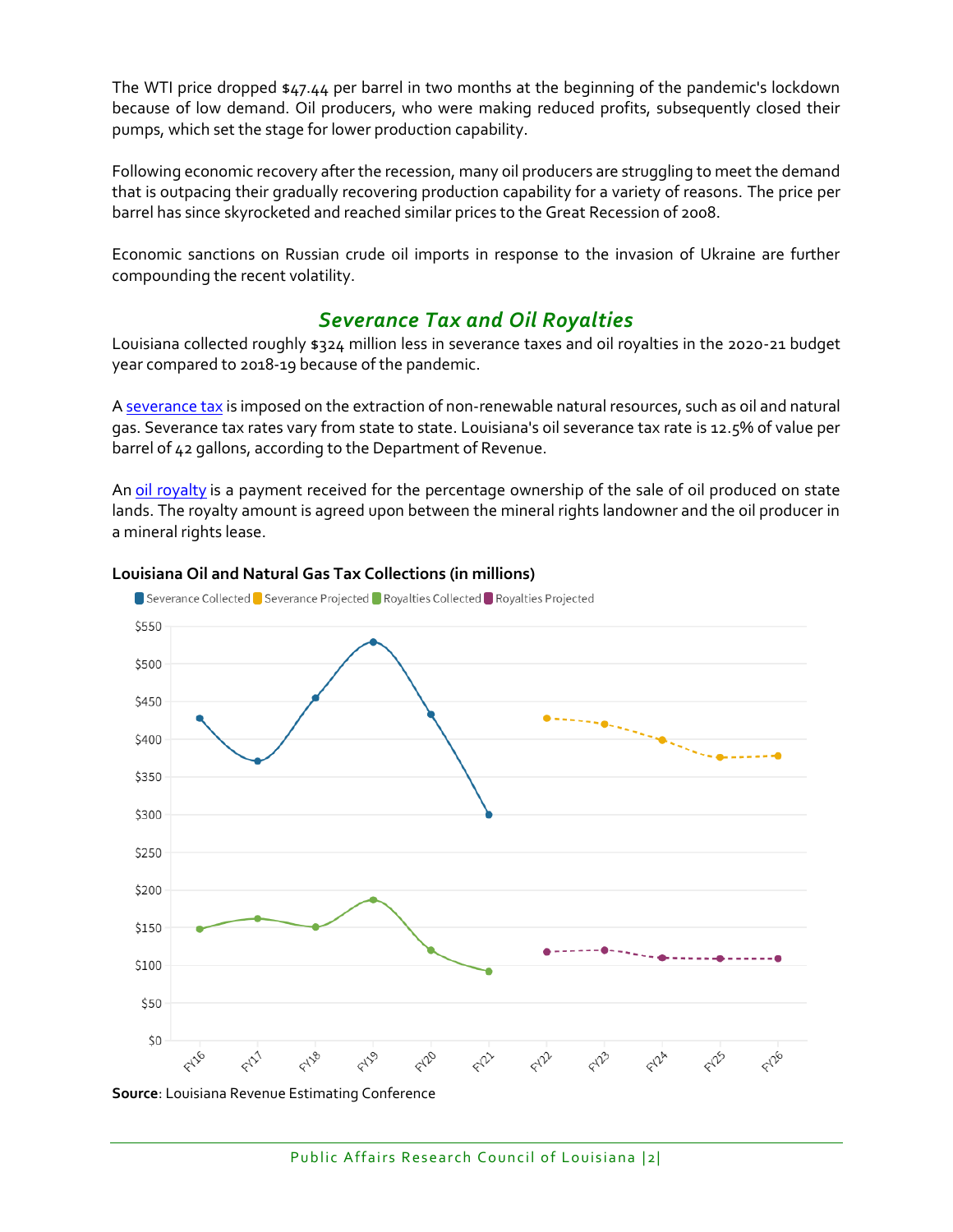The WTI price dropped $47.44 per barrel in two months at the beginning of the pandemic's lockdown because of low demand. Oil producers, who were making reduced profits, subsequently closed their pumps, which set the stage for lower production capability.

Following economic recovery after the recession, many oil producers are struggling to meet the demand that is outpacing their gradually recovering production capability for a variety of reasons. The price per barrel has since skyrocketed and reached similar prices to the Great Recession of 2008.

Economic sanctions on Russian crude oil imports in response to the invasion of Ukraine are further compounding the recent volatility.

## *Severance Tax and Oil Royalties*

Louisiana collected roughly $324 million less in severance taxes and oil royalties in the 2020-21 budget year compared to 2018-19 because of the pandemic.

A severance tax is imposed on the extraction of non-renewable natural resources, such as oil and natural gas. Severance tax rates vary from state to state. Louisiana's oil severance tax rate is 12.5% of value per barrel of 42 gallons, according to the Department of Revenue.

An oil royalty is a payment received for the percentage ownership of the sale of oil produced on state lands. The royalty amount is agreed upon between the mineral rights landowner and the oil producer in a mineral rights lease.

**Louisiana Oil and Natural Gas Tax Collections (in millions)**

Severance Collected | Severance Projected | Royalties Collected | Royalties Projected

**Source**: Louisiana Revenue Estimating Conference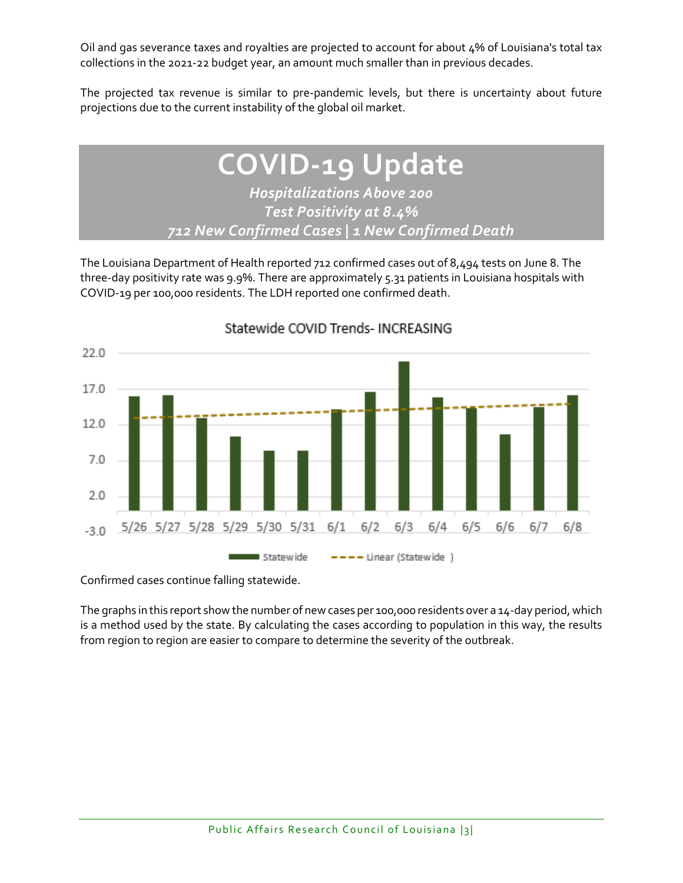Oil and gas severance taxes and royalties are projected to account for about 4% of Louisiana's total tax collections in the 2021-22 budget year, an amount much smaller than in previous decades.

The projected tax revenue is similar to pre-pandemic levels, but there is uncertainty about future projections due to the current instability of the global oil market.

# COVID-19 Update

***Hospitalizations Above 200***
***Test Positivity at 8.4%***
***712 New Confirmed Cases | 1 New Confirmed Death***

The Louisiana Department of Health reported 712 confirmed cases out of 8,494 tests on June 8. The three-day positivity rate was 9.9%. There are approximately 5.31 patients in Louisiana hospitals with COVID-19 per 100,000 residents. The LDH reported one confirmed death.

Statewide COVID Trends- INCREASING

Confirmed cases continue falling statewide.

The graphs in this report show the number of new cases per 100,000 residents over a 14-day period, which is a method used by the state. By calculating the cases according to population in this way, the results from region to region are easier to compare to determine the severity of the outbreak.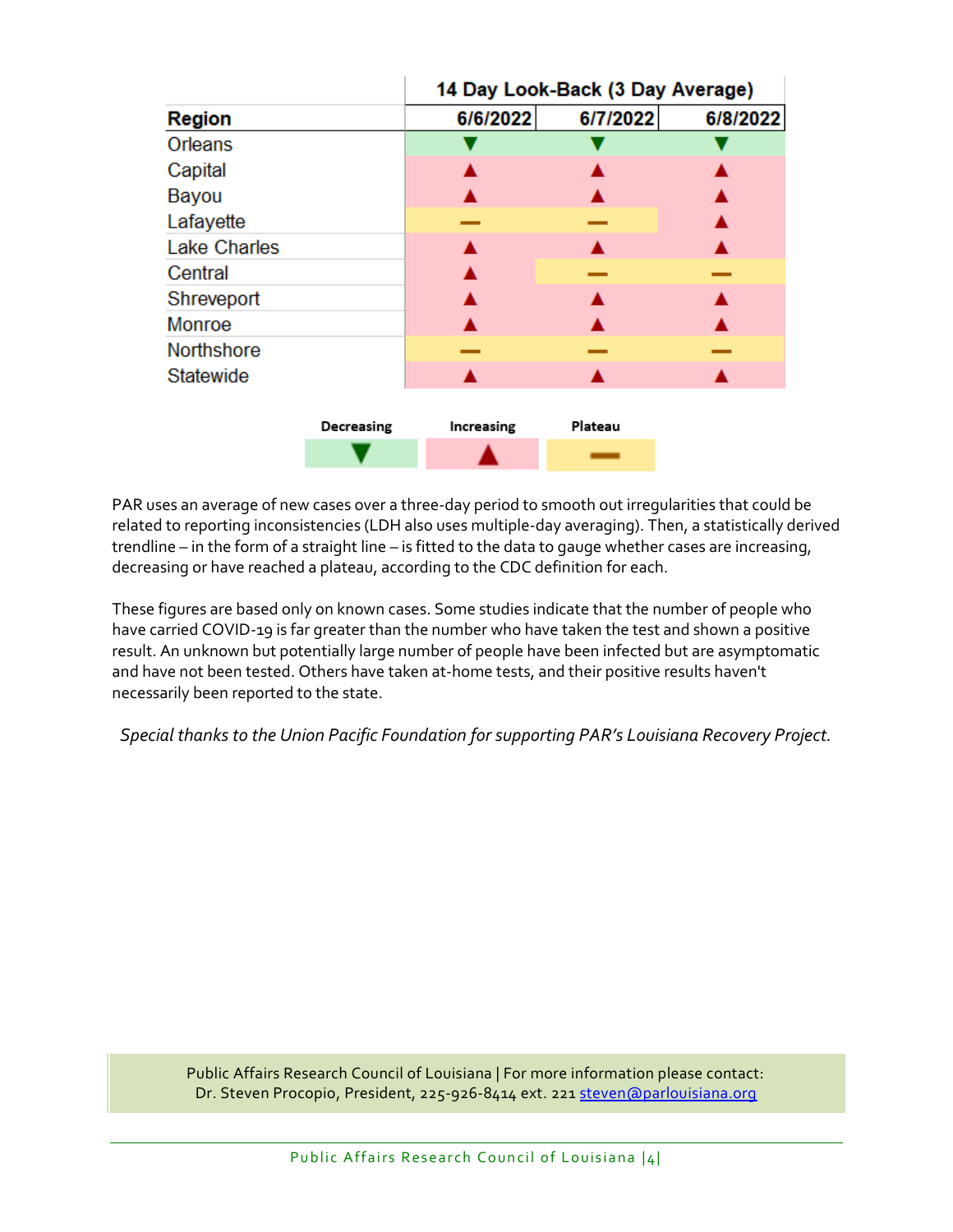| | 14 Day Look-Back (3 Day Average) | | |
|---|---|---|---|
| **Region** | **6/6/2022** | **6/7/2022** | **6/8/2022** |
| Orleans | ▼ | ▼ | ▼ |
| Capital | ▲ | ▲ | ▲ |
| Bayou | ▲ | ▲ | ▲ |
| Lafayette | — | — | ▲ |
| Lake Charles | ▲ | ▲ | ▲ |
| Central | ▲ | — | — |
| Shreveport | ▲ | ▲ | ▲ |
| Monroe | ▲ | ▲ | ▲ |
| Northshore | — | — | — |
| Statewide | ▲ | ▲ | ▲ |

| Decreasing | Increasing | Plateau |
|---|---|---|
| ▼ | ▲ | — |

PAR uses an average of new cases over a three-day period to smooth out irregularities that could be related to reporting inconsistencies (LDH also uses multiple-day averaging). Then, a statistically derived trendline – in the form of a straight line – is fitted to the data to gauge whether cases are increasing, decreasing or have reached a plateau, according to the CDC definition for each.

These figures are based only on known cases. Some studies indicate that the number of people who have carried COVID-19 is far greater than the number who have taken the test and shown a positive result. An unknown but potentially large number of people have been infected but are asymptomatic and have not been tested. Others have taken at-home tests, and their positive results haven't necessarily been reported to the state.

*Special thanks to the Union Pacific Foundation for supporting PAR's Louisiana Recovery Project.*

Public Affairs Research Council of Louisiana | For more information please contact:
Dr. Steven Procopio, President, 225-926-8414 ext. 221 steven@parlouisiana.org